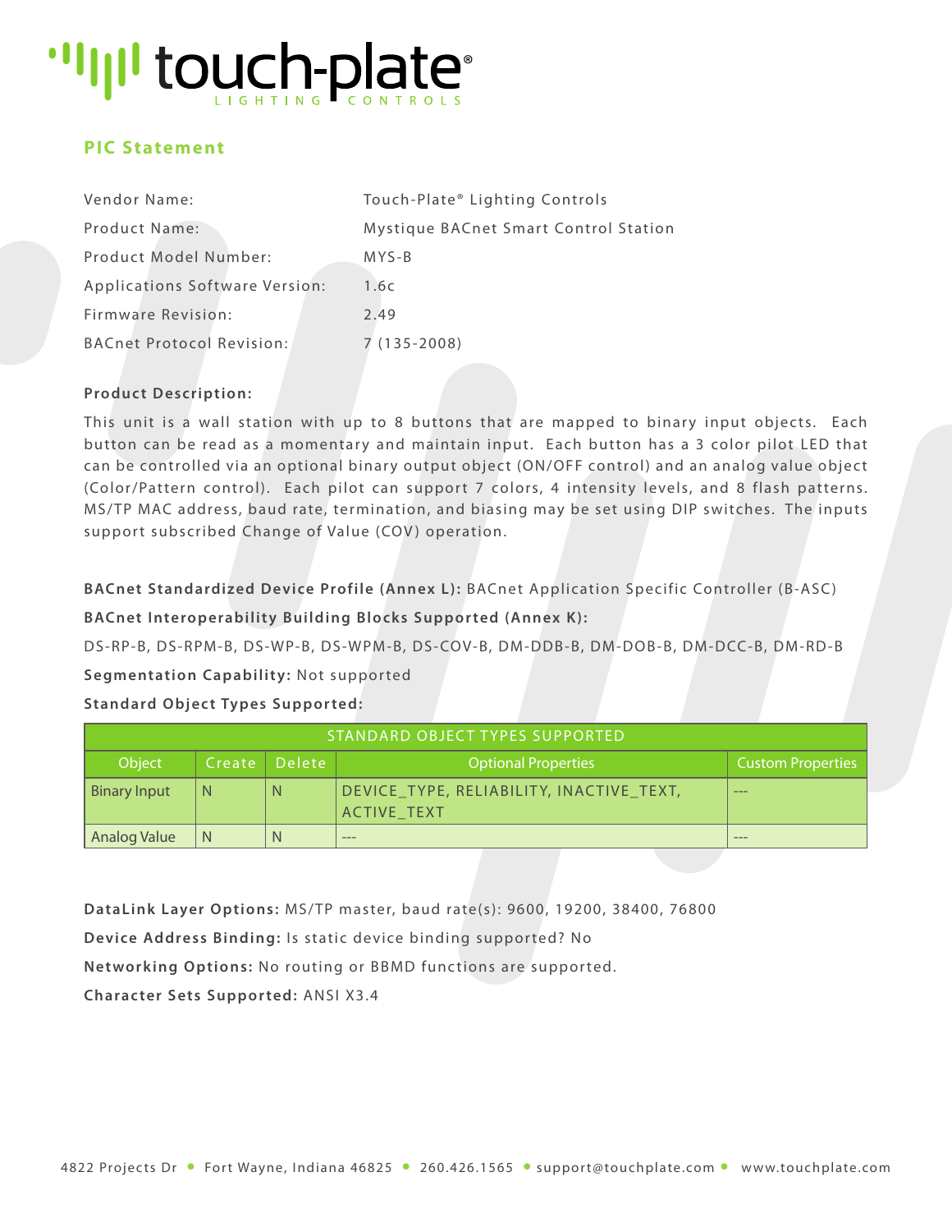# touch-plate LIGHTING CONTROLS

## PIC Statement

| | |
|---|---|
| Vendor Name: | Touch-Plate® Lighting Controls |
| Product Name: | Mystique BACnet Smart Control Station |
| Product Model Number: | MYS-B |
| Applications Software Version: | 1.6c |
| Firmware Revision: | 2.49 |
| BACnet Protocol Revision: | 7 (135-2008) |

**Product Description:**

This unit is a wall station with up to 8 buttons that are mapped to binary input objects. Each button can be read as a momentary and maintain input. Each button has a 3 color pilot LED that can be controlled via an optional binary output object (ON/OFF control) and an analog value object (Color/Pattern control). Each pilot can support 7 colors, 4 intensity levels, and 8 flash patterns. MS/TP MAC address, baud rate, termination, and biasing may be set using DIP switches. The inputs support subscribed Change of Value (COV) operation.

**BACnet Standardized Device Profile (Annex L):** BACnet Application Specific Controller (B-ASC)

**BACnet Interoperability Building Blocks Supported (Annex K):**

DS-RP-B, DS-RPM-B, DS-WP-B, DS-WPM-B, DS-COV-B, DM-DDB-B, DM-DOB-B, DM-DCC-B, DM-RD-B

**Segmentation Capability:** Not supported

**Standard Object Types Supported:**

| STANDARD OBJECT TYPES SUPPORTED | | | | |
|---|---|---|---|---|
| Object | Create | Delete | Optional Properties | Custom Properties |
| Binary Input | N | N | DEVICE_TYPE, RELIABILITY, INACTIVE_TEXT, ACTIVE_TEXT | --- |
| Analog Value | N | N | --- | --- |

**DataLink Layer Options:** MS/TP master, baud rate(s): 9600, 19200, 38400, 76800

**Device Address Binding:** Is static device binding supported? No

**Networking Options:** No routing or BBMD functions are supported.

**Character Sets Supported:** ANSI X3.4

4822 Projects Dr • Fort Wayne, Indiana 46825 • 260.426.1565 • support@touchplate.com • www.touchplate.com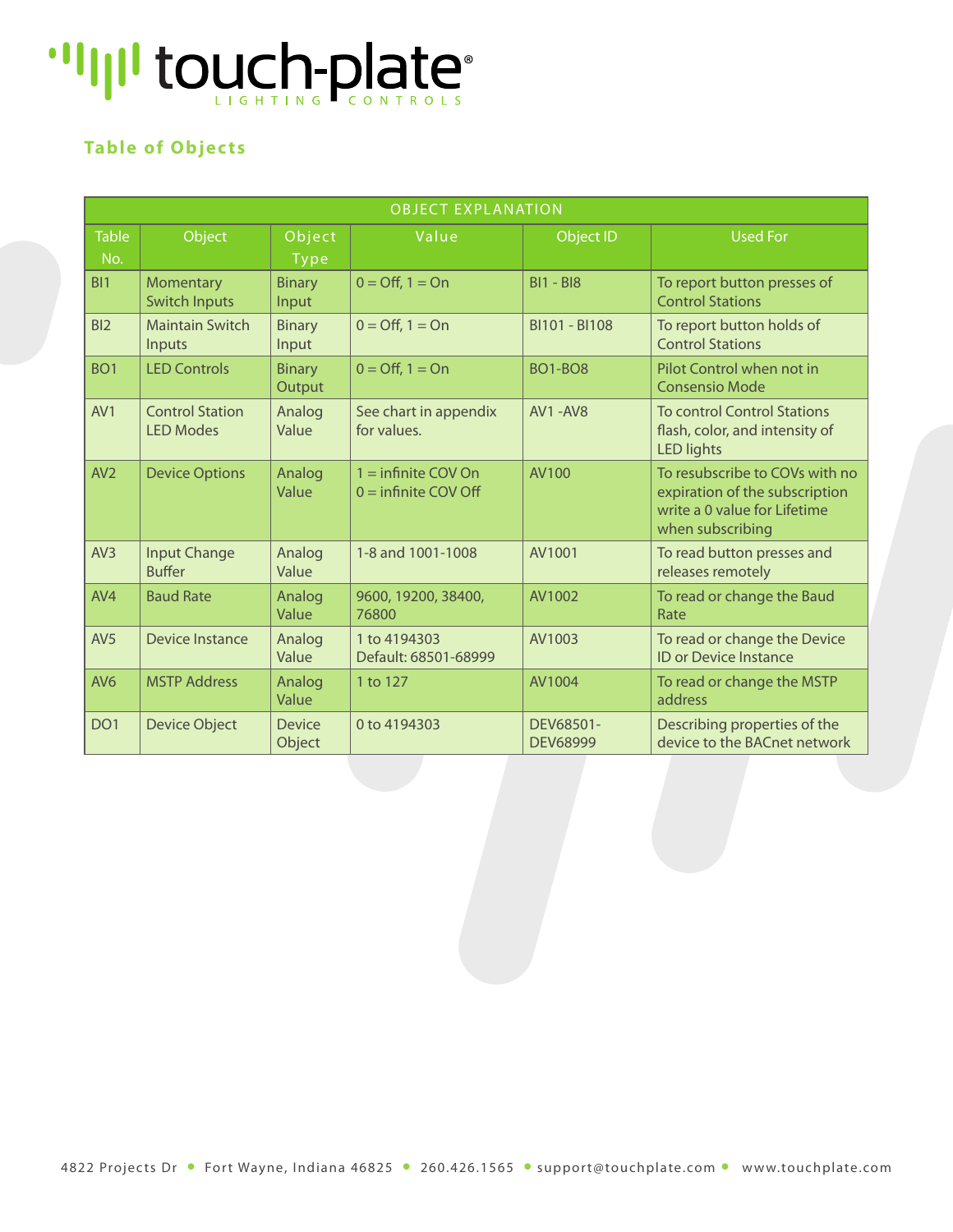## Table of Objects

| OBJECT EXPLANATION | | | | | |
|---|---|---|---|---|---|
| Table No. | Object | Object Type | Value | Object ID | Used For |
| BI1 | Momentary Switch Inputs | Binary Input | 0 = Off, 1 = On | BI1 - BI8 | To report button presses of Control Stations |
| BI2 | Maintain Switch Inputs | Binary Input | 0 = Off, 1 = On | BI101 - BI108 | To report button holds of Control Stations |
| BO1 | LED Controls | Binary Output | 0 = Off, 1 = On | BO1-BO8 | Pilot Control when not in Consensio Mode |
| AV1 | Control Station LED Modes | Analog Value | See chart in appendix for values. | AV1 -AV8 | To control Control Stations flash, color, and intensity of LED lights |
| AV2 | Device Options | Analog Value | 1 = infinite COV On<br>0 = infinite COV Off | AV100 | To resubscribe to COVs with no expiration of the subscription write a 0 value for Lifetime when subscribing |
| AV3 | Input Change Buffer | Analog Value | 1-8 and 1001-1008 | AV1001 | To read button presses and releases remotely |
| AV4 | Baud Rate | Analog Value | 9600, 19200, 38400, 76800 | AV1002 | To read or change the Baud Rate |
| AV5 | Device Instance | Analog Value | 1 to 4194303<br>Default: 68501-68999 | AV1003 | To read or change the Device ID or Device Instance |
| AV6 | MSTP Address | Analog Value | 1 to 127 | AV1004 | To read or change the MSTP address |
| DO1 | Device Object | Device Object | 0 to 4194303 | DEV68501-DEV68999 | Describing properties of the device to the BACnet network |